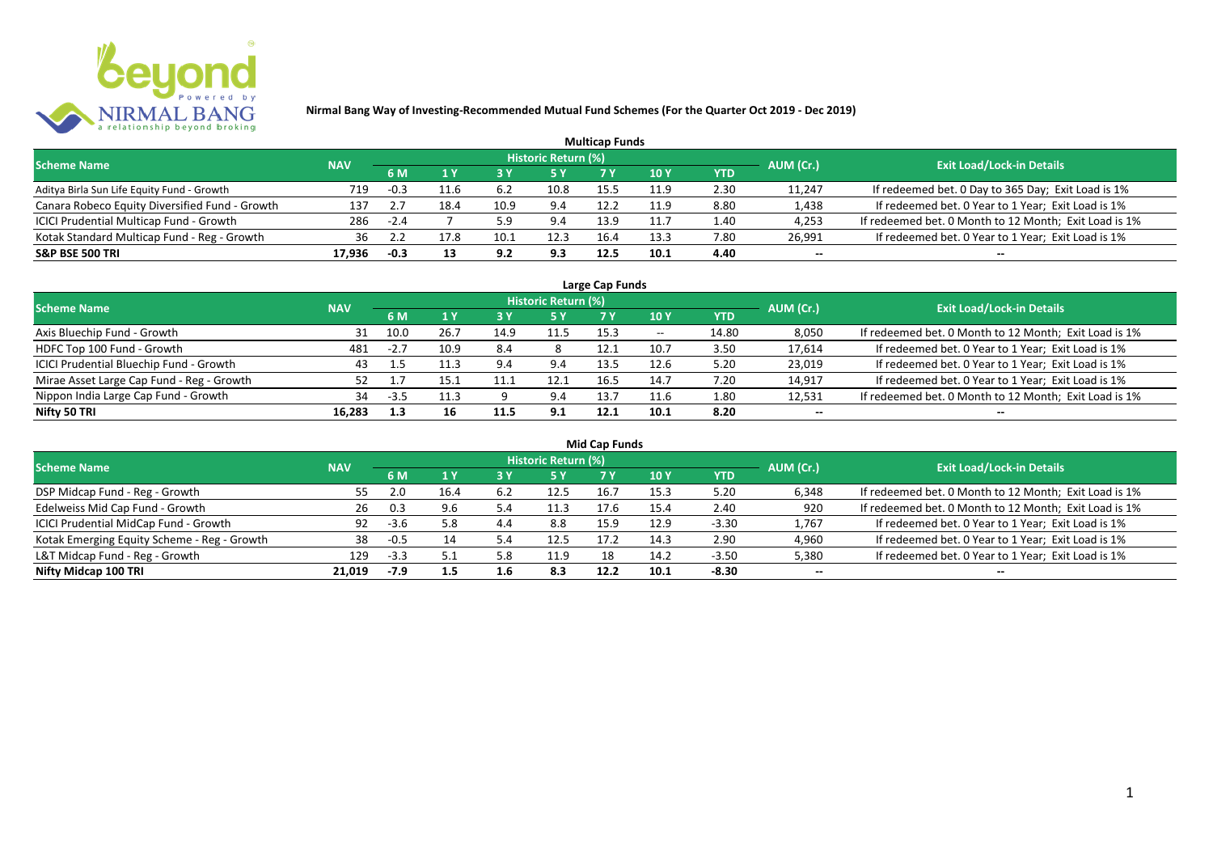# Nirmal Bang Way of Investing-Recommended Mutual Fund Schemes (For the Quarter Oct 2019 - Dec 2019)

## Multicap Funds

| Scheme Name | NAV | Historic Return (%) | | | | | | | AUM (Cr.) | Exit Load/Lock-in Details |
|---|---|---|---|---|---|---|---|---|---|---|
| | | 6 M | 1 Y | 3 Y | 5 Y | 7 Y | 10 Y | YTD | | |
| Aditya Birla Sun Life Equity Fund - Growth | 719 | -0.3 | 11.6 | 6.2 | 10.8 | 15.5 | 11.9 | 2.30 | 11,247 | If redeemed bet. 0 Day to 365 Day; Exit Load is 1% |
| Canara Robeco Equity Diversified Fund - Growth | 137 | 2.7 | 18.4 | 10.9 | 9.4 | 12.2 | 11.9 | 8.80 | 1,438 | If redeemed bet. 0 Year to 1 Year; Exit Load is 1% |
| ICICI Prudential Multicap Fund - Growth | 286 | -2.4 | 7 | 5.9 | 9.4 | 13.9 | 11.7 | 1.40 | 4,253 | If redeemed bet. 0 Month to 12 Month; Exit Load is 1% |
| Kotak Standard Multicap Fund - Reg - Growth | 36 | 2.2 | 17.8 | 10.1 | 12.3 | 16.4 | 13.3 | 7.80 | 26,991 | If redeemed bet. 0 Year to 1 Year; Exit Load is 1% |
| **S&P BSE 500 TRI** | **17,936** | **-0.3** | **13** | **9.2** | **9.3** | **12.5** | **10.1** | **4.40** | -- | -- |

## Large Cap Funds

| Scheme Name | NAV | Historic Return (%) | | | | | | | AUM (Cr.) | Exit Load/Lock-in Details |
|---|---|---|---|---|---|---|---|---|---|---|
| | | 6 M | 1 Y | 3 Y | 5 Y | 7 Y | 10 Y | YTD | | |
| Axis Bluechip Fund - Growth | 31 | 10.0 | 26.7 | 14.9 | 11.5 | 15.3 | -- | 14.80 | 8,050 | If redeemed bet. 0 Month to 12 Month; Exit Load is 1% |
| HDFC Top 100 Fund - Growth | 481 | -2.7 | 10.9 | 8.4 | 8 | 12.1 | 10.7 | 3.50 | 17,614 | If redeemed bet. 0 Year to 1 Year; Exit Load is 1% |
| ICICI Prudential Bluechip Fund - Growth | 43 | 1.5 | 11.3 | 9.4 | 9.4 | 13.5 | 12.6 | 5.20 | 23,019 | If redeemed bet. 0 Year to 1 Year; Exit Load is 1% |
| Mirae Asset Large Cap Fund - Reg - Growth | 52 | 1.7 | 15.1 | 11.1 | 12.1 | 16.5 | 14.7 | 7.20 | 14,917 | If redeemed bet. 0 Year to 1 Year; Exit Load is 1% |
| Nippon India Large Cap Fund - Growth | 34 | -3.5 | 11.3 | 9 | 9.4 | 13.7 | 11.6 | 1.80 | 12,531 | If redeemed bet. 0 Month to 12 Month; Exit Load is 1% |
| **Nifty 50 TRI** | **16,283** | **1.3** | **16** | **11.5** | **9.1** | **12.1** | **10.1** | **8.20** | -- | -- |

## Mid Cap Funds

| Scheme Name | NAV | Historic Return (%) | | | | | | | AUM (Cr.) | Exit Load/Lock-in Details |
|---|---|---|---|---|---|---|---|---|---|---|
| | | 6 M | 1 Y | 3 Y | 5 Y | 7 Y | 10 Y | YTD | | |
| DSP Midcap Fund - Reg - Growth | 55 | 2.0 | 16.4 | 6.2 | 12.5 | 16.7 | 15.3 | 5.20 | 6,348 | If redeemed bet. 0 Month to 12 Month; Exit Load is 1% |
| Edelweiss Mid Cap Fund - Growth | 26 | 0.3 | 9.6 | 5.4 | 11.3 | 17.6 | 15.4 | 2.40 | 920 | If redeemed bet. 0 Month to 12 Month; Exit Load is 1% |
| ICICI Prudential MidCap Fund - Growth | 92 | -3.6 | 5.8 | 4.4 | 8.8 | 15.9 | 12.9 | -3.30 | 1,767 | If redeemed bet. 0 Year to 1 Year; Exit Load is 1% |
| Kotak Emerging Equity Scheme - Reg - Growth | 38 | -0.5 | 14 | 5.4 | 12.5 | 17.2 | 14.3 | 2.90 | 4,960 | If redeemed bet. 0 Year to 1 Year; Exit Load is 1% |
| L&T Midcap Fund - Reg - Growth | 129 | -3.3 | 5.1 | 5.8 | 11.9 | 18 | 14.2 | -3.50 | 5,380 | If redeemed bet. 0 Year to 1 Year; Exit Load is 1% |
| **Nifty Midcap 100 TRI** | **21,019** | **-7.9** | **1.5** | **1.6** | **8.3** | **12.2** | **10.1** | **-8.30** | -- | -- |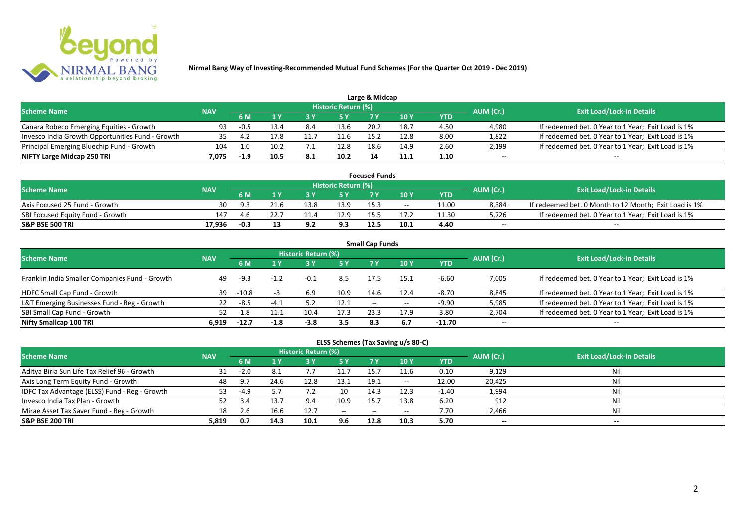# Nirmal Bang Way of Investing-Recommended Mutual Fund Schemes (For the Quarter Oct 2019 - Dec 2019)

## Large & Midcap

| Scheme Name | NAV | Historic Return (%) | | | | | | | AUM (Cr.) | Exit Load/Lock-in Details |
|---|---|---|---|---|---|---|---|---|---|---|
| | | 6 M | 1 Y | 3 Y | 5 Y | 7 Y | 10 Y | YTD | | |
| Canara Robeco Emerging Equities - Growth | 93 | -0.5 | 13.4 | 8.4 | 13.6 | 20.2 | 18.7 | 4.50 | 4,980 | If redeemed bet. 0 Year to 1 Year; Exit Load is 1% |
| Invesco India Growth Opportunities Fund - Growth | 35 | 4.2 | 17.8 | 11.7 | 11.6 | 15.2 | 12.8 | 8.00 | 1,822 | If redeemed bet. 0 Year to 1 Year; Exit Load is 1% |
| Principal Emerging Bluechip Fund - Growth | 104 | 1.0 | 10.2 | 7.1 | 12.8 | 18.6 | 14.9 | 2.60 | 2,199 | If redeemed bet. 0 Year to 1 Year; Exit Load is 1% |
| **NIFTY Large Midcap 250 TRI** | **7,075** | **-1.9** | **10.5** | **8.1** | **10.2** | **14** | **11.1** | **1.10** | **--** | **--** |

## Focused Funds

| Scheme Name | NAV | Historic Return (%) | | | | | | | AUM (Cr.) | Exit Load/Lock-in Details |
|---|---|---|---|---|---|---|---|---|---|---|
| | | 6 M | 1 Y | 3 Y | 5 Y | 7 Y | 10 Y | YTD | | |
| Axis Focused 25 Fund - Growth | 30 | 9.3 | 21.6 | 13.8 | 13.9 | 15.3 | -- | 11.00 | 8,384 | If redeemed bet. 0 Month to 12 Month; Exit Load is 1% |
| SBI Focused Equity Fund - Growth | 147 | 4.6 | 22.7 | 11.4 | 12.9 | 15.5 | 17.2 | 11.30 | 5,726 | If redeemed bet. 0 Year to 1 Year; Exit Load is 1% |
| **S&P BSE 500 TRI** | **17,936** | **-0.3** | **13** | **9.2** | **9.3** | **12.5** | **10.1** | **4.40** | **--** | **--** |

## Small Cap Funds

| Scheme Name | NAV | Historic Return (%) | | | | | | | AUM (Cr.) | Exit Load/Lock-in Details |
|---|---|---|---|---|---|---|---|---|---|---|
| | | 6 M | 1 Y | 3 Y | 5 Y | 7 Y | 10 Y | YTD | | |
| Franklin India Smaller Companies Fund - Growth | 49 | -9.3 | -1.2 | -0.1 | 8.5 | 17.5 | 15.1 | -6.60 | 7,005 | If redeemed bet. 0 Year to 1 Year; Exit Load is 1% |
| HDFC Small Cap Fund - Growth | 39 | -10.8 | -3 | 6.9 | 10.9 | 14.6 | 12.4 | -8.70 | 8,845 | If redeemed bet. 0 Year to 1 Year; Exit Load is 1% |
| L&T Emerging Businesses Fund - Reg - Growth | 22 | -8.5 | -4.1 | 5.2 | 12.1 | -- | -- | -9.90 | 5,985 | If redeemed bet. 0 Year to 1 Year; Exit Load is 1% |
| SBI Small Cap Fund - Growth | 52 | 1.8 | 11.1 | 10.4 | 17.3 | 23.3 | 17.9 | 3.80 | 2,704 | If redeemed bet. 0 Year to 1 Year; Exit Load is 1% |
| **Nifty Smallcap 100 TRI** | **6,919** | **-12.7** | **-1.8** | **-3.8** | **3.5** | **8.3** | **6.7** | **-11.70** | **--** | **--** |

## ELSS Schemes (Tax Saving u/s 80-C)

| Scheme Name | NAV | Historic Return (%) | | | | | | | AUM (Cr.) | Exit Load/Lock-in Details |
|---|---|---|---|---|---|---|---|---|---|---|
| | | 6 M | 1 Y | 3 Y | 5 Y | 7 Y | 10 Y | YTD | | |
| Aditya Birla Sun Life Tax Relief 96 - Growth | 31 | -2.0 | 8.1 | 7.7 | 11.7 | 15.7 | 11.6 | 0.10 | 9,129 | Nil |
| Axis Long Term Equity Fund - Growth | 48 | 9.7 | 24.6 | 12.8 | 13.1 | 19.1 | -- | 12.00 | 20,425 | Nil |
| IDFC Tax Advantage (ELSS) Fund - Reg - Growth | 53 | -4.9 | 5.7 | 7.2 | 10 | 14.3 | 12.3 | -1.40 | 1,994 | Nil |
| Invesco India Tax Plan - Growth | 52 | 3.4 | 13.7 | 9.4 | 10.9 | 15.7 | 13.8 | 6.20 | 912 | Nil |
| Mirae Asset Tax Saver Fund - Reg - Growth | 18 | 2.6 | 16.6 | 12.7 | -- | -- | -- | 7.70 | 2,466 | Nil |
| **S&P BSE 200 TRI** | **5,819** | **0.7** | **14.3** | **10.1** | **9.6** | **12.8** | **10.3** | **5.70** | **--** | **--** |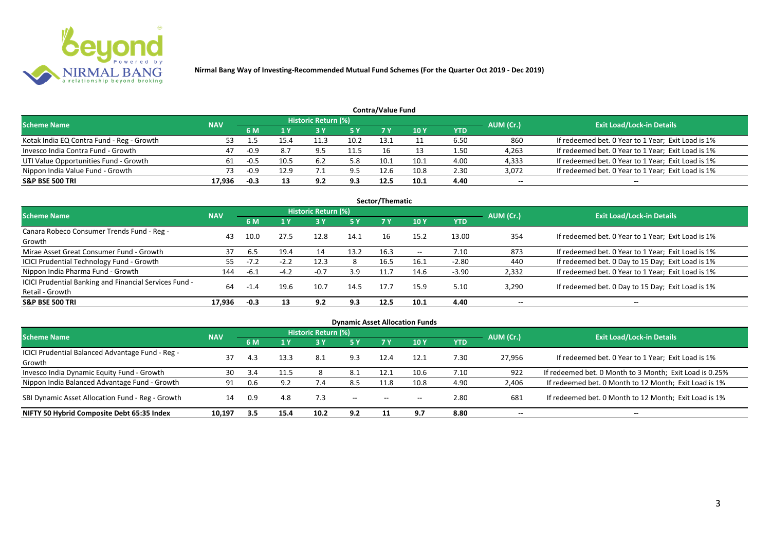Nirmal Bang Way of Investing-Recommended Mutual Fund Schemes (For the Quarter Oct 2019 - Dec 2019)

## Contra/Value Fund

| Scheme Name | NAV | Historic Return (%) | | | | | | | AUM (Cr.) | Exit Load/Lock-in Details |
|---|---|---|---|---|---|---|---|---|---|---|
| | | 6 M | 1 Y | 3 Y | 5 Y | 7 Y | 10 Y | YTD | | |
| Kotak India EQ Contra Fund - Reg - Growth | 53 | 1.5 | 15.4 | 11.3 | 10.2 | 13.1 | 11 | 6.50 | 860 | If redeemed bet. 0 Year to 1 Year; Exit Load is 1% |
| Invesco India Contra Fund - Growth | 47 | -0.9 | 8.7 | 9.5 | 11.5 | 16 | 13 | 1.50 | 4,263 | If redeemed bet. 0 Year to 1 Year; Exit Load is 1% |
| UTI Value Opportunities Fund - Growth | 61 | -0.5 | 10.5 | 6.2 | 5.8 | 10.1 | 10.1 | 4.00 | 4,333 | If redeemed bet. 0 Year to 1 Year; Exit Load is 1% |
| Nippon India Value Fund - Growth | 73 | -0.9 | 12.9 | 7.1 | 9.5 | 12.6 | 10.8 | 2.30 | 3,072 | If redeemed bet. 0 Year to 1 Year; Exit Load is 1% |
| **S&P BSE 500 TRI** | **17,936** | **-0.3** | **13** | **9.2** | **9.3** | **12.5** | **10.1** | **4.40** | -- | -- |

## Sector/Thematic

| Scheme Name | NAV | Historic Return (%) | | | | | | | AUM (Cr.) | Exit Load/Lock-in Details |
|---|---|---|---|---|---|---|---|---|---|---|
| | | 6 M | 1 Y | 3 Y | 5 Y | 7 Y | 10 Y | YTD | | |
| Canara Robeco Consumer Trends Fund - Reg - Growth | 43 | 10.0 | 27.5 | 12.8 | 14.1 | 16 | 15.2 | 13.00 | 354 | If redeemed bet. 0 Year to 1 Year; Exit Load is 1% |
| Mirae Asset Great Consumer Fund - Growth | 37 | 6.5 | 19.4 | 14 | 13.2 | 16.3 | -- | 7.10 | 873 | If redeemed bet. 0 Year to 1 Year; Exit Load is 1% |
| ICICI Prudential Technology Fund - Growth | 55 | -7.2 | -2.2 | 12.3 | 8 | 16.5 | 16.1 | -2.80 | 440 | If redeemed bet. 0 Day to 15 Day; Exit Load is 1% |
| Nippon India Pharma Fund - Growth | 144 | -6.1 | -4.2 | -0.7 | 3.9 | 11.7 | 14.6 | -3.90 | 2,332 | If redeemed bet. 0 Year to 1 Year; Exit Load is 1% |
| ICICI Prudential Banking and Financial Services Fund - Retail - Growth | 64 | -1.4 | 19.6 | 10.7 | 14.5 | 17.7 | 15.9 | 5.10 | 3,290 | If redeemed bet. 0 Day to 15 Day; Exit Load is 1% |
| **S&P BSE 500 TRI** | **17,936** | **-0.3** | **13** | **9.2** | **9.3** | **12.5** | **10.1** | **4.40** | -- | -- |

## Dynamic Asset Allocation Funds

| Scheme Name | NAV | Historic Return (%) | | | | | | | AUM (Cr.) | Exit Load/Lock-in Details |
|---|---|---|---|---|---|---|---|---|---|---|
| | | 6 M | 1 Y | 3 Y | 5 Y | 7 Y | 10 Y | YTD | | |
| ICICI Prudential Balanced Advantage Fund - Reg - Growth | 37 | 4.3 | 13.3 | 8.1 | 9.3 | 12.4 | 12.1 | 7.30 | 27,956 | If redeemed bet. 0 Year to 1 Year; Exit Load is 1% |
| Invesco India Dynamic Equity Fund - Growth | 30 | 3.4 | 11.5 | 8 | 8.1 | 12.1 | 10.6 | 7.10 | 922 | If redeemed bet. 0 Month to 3 Month; Exit Load is 0.25% |
| Nippon India Balanced Advantage Fund - Growth | 91 | 0.6 | 9.2 | 7.4 | 8.5 | 11.8 | 10.8 | 4.90 | 2,406 | If redeemed bet. 0 Month to 12 Month; Exit Load is 1% |
| SBI Dynamic Asset Allocation Fund - Reg - Growth | 14 | 0.9 | 4.8 | 7.3 | -- | -- | -- | 2.80 | 681 | If redeemed bet. 0 Month to 12 Month; Exit Load is 1% |
| **NIFTY 50 Hybrid Composite Debt 65:35 Index** | **10,197** | **3.5** | **15.4** | **10.2** | **9.2** | **11** | **9.7** | **8.80** | -- | -- |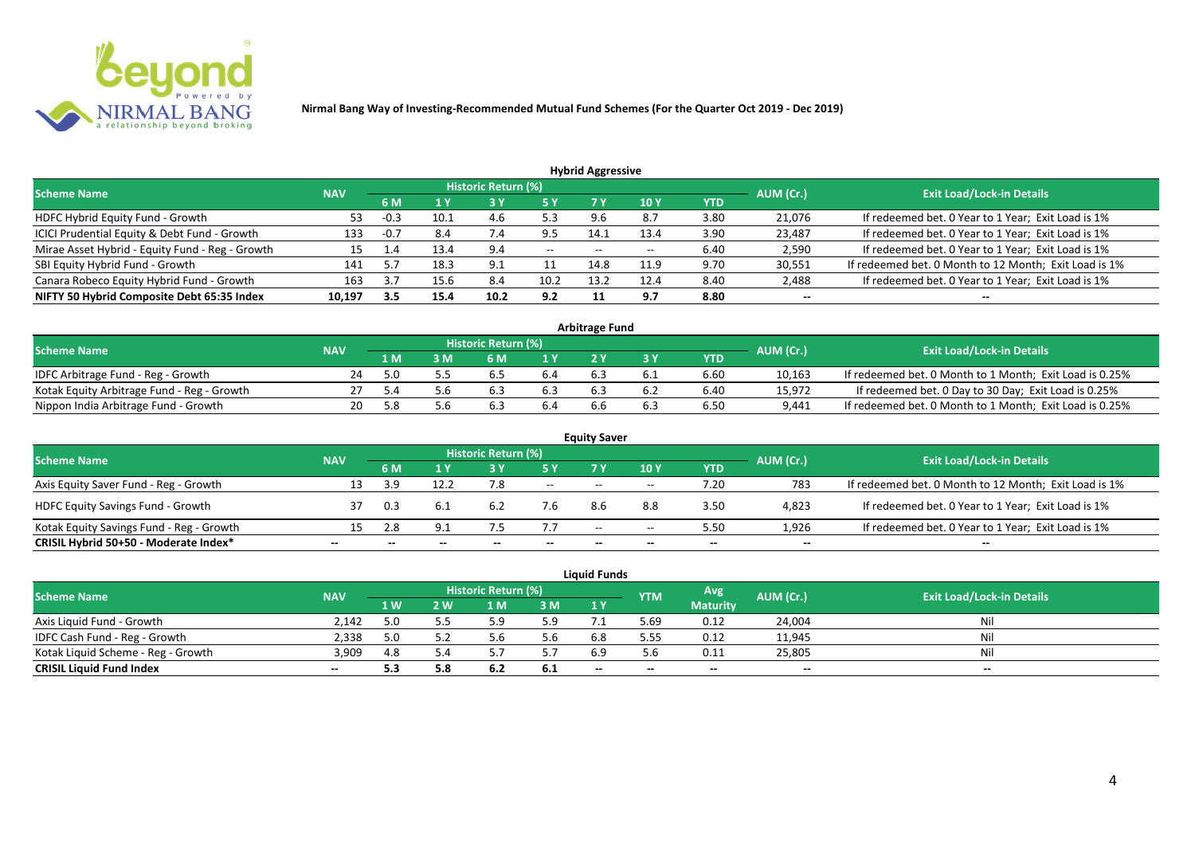**Nirmal Bang Way of Investing-Recommended Mutual Fund Schemes (For the Quarter Oct 2019 - Dec 2019)**

## Hybrid Aggressive

| Scheme Name | NAV | Historic Return (%) | | | | | | YTD | AUM (Cr.) | Exit Load/Lock-in Details |
|---|---|---|---|---|---|---|---|---|---|---|
| | | 6 M | 1 Y | 3 Y | 5 Y | 7 Y | 10 Y | | | |
| HDFC Hybrid Equity Fund - Growth | 53 | -0.3 | 10.1 | 4.6 | 5.3 | 9.6 | 8.7 | 3.80 | 21,076 | If redeemed bet. 0 Year to 1 Year; Exit Load is 1% |
| ICICI Prudential Equity & Debt Fund - Growth | 133 | -0.7 | 8.4 | 7.4 | 9.5 | 14.1 | 13.4 | 3.90 | 23,487 | If redeemed bet. 0 Year to 1 Year; Exit Load is 1% |
| Mirae Asset Hybrid - Equity Fund - Reg - Growth | 15 | 1.4 | 13.4 | 9.4 | -- | -- | -- | 6.40 | 2,590 | If redeemed bet. 0 Year to 1 Year; Exit Load is 1% |
| SBI Equity Hybrid Fund - Growth | 141 | 5.7 | 18.3 | 9.1 | 11 | 14.8 | 11.9 | 9.70 | 30,551 | If redeemed bet. 0 Month to 12 Month; Exit Load is 1% |
| Canara Robeco Equity Hybrid Fund - Growth | 163 | 3.7 | 15.6 | 8.4 | 10.2 | 13.2 | 12.4 | 8.40 | 2,488 | If redeemed bet. 0 Year to 1 Year; Exit Load is 1% |
| **NIFTY 50 Hybrid Composite Debt 65:35 Index** | **10,197** | **3.5** | **15.4** | **10.2** | **9.2** | **11** | **9.7** | **8.80** | **--** | **--** |

## Arbitrage Fund

| Scheme Name | NAV | Historic Return (%) | | | | | | YTD | AUM (Cr.) | Exit Load/Lock-in Details |
|---|---|---|---|---|---|---|---|---|---|---|
| | | 1 M | 3 M | 6 M | 1 Y | 2 Y | 3 Y | | | |
| IDFC Arbitrage Fund - Reg - Growth | 24 | 5.0 | 5.5 | 6.5 | 6.4 | 6.3 | 6.1 | 6.60 | 10,163 | If redeemed bet. 0 Month to 1 Month; Exit Load is 0.25% |
| Kotak Equity Arbitrage Fund - Reg - Growth | 27 | 5.4 | 5.6 | 6.3 | 6.3 | 6.3 | 6.2 | 6.40 | 15,972 | If redeemed bet. 0 Day to 30 Day; Exit Load is 0.25% |
| Nippon India Arbitrage Fund - Growth | 20 | 5.8 | 5.6 | 6.3 | 6.4 | 6.6 | 6.3 | 6.50 | 9,441 | If redeemed bet. 0 Month to 1 Month; Exit Load is 0.25% |

## Equity Saver

| Scheme Name | NAV | Historic Return (%) | | | | | | YTD | AUM (Cr.) | Exit Load/Lock-in Details |
|---|---|---|---|---|---|---|---|---|---|---|
| | | 6 M | 1 Y | 3 Y | 5 Y | 7 Y | 10 Y | | | |
| Axis Equity Saver Fund - Reg - Growth | 13 | 3.9 | 12.2 | 7.8 | -- | -- | -- | 7.20 | 783 | If redeemed bet. 0 Month to 12 Month; Exit Load is 1% |
| HDFC Equity Savings Fund - Growth | 37 | 0.3 | 6.1 | 6.2 | 7.6 | 8.6 | 8.8 | 3.50 | 4,823 | If redeemed bet. 0 Year to 1 Year; Exit Load is 1% |
| Kotak Equity Savings Fund - Reg - Growth | 15 | 2.8 | 9.1 | 7.5 | 7.7 | -- | -- | 5.50 | 1,926 | If redeemed bet. 0 Year to 1 Year; Exit Load is 1% |
| **CRISIL Hybrid 50+50 - Moderate Index*** | **--** | **--** | **--** | **--** | **--** | **--** | **--** | **--** | **--** | **--** |

## Liquid Funds

| Scheme Name | NAV | Historic Return (%) | | | | | YTM | Avg Maturity | AUM (Cr.) | Exit Load/Lock-in Details |
|---|---|---|---|---|---|---|---|---|---|---|
| | | 1 W | 2 W | 1 M | 3 M | 1 Y | | | | |
| Axis Liquid Fund - Growth | 2,142 | 5.0 | 5.5 | 5.9 | 5.9 | 7.1 | 5.69 | 0.12 | 24,004 | Nil |
| IDFC Cash Fund - Reg - Growth | 2,338 | 5.0 | 5.2 | 5.6 | 5.6 | 6.8 | 5.55 | 0.12 | 11,945 | Nil |
| Kotak Liquid Scheme - Reg - Growth | 3,909 | 4.8 | 5.4 | 5.7 | 5.7 | 6.9 | 5.6 | 0.11 | 25,805 | Nil |
| **CRISIL Liquid Fund Index** | **--** | **5.3** | **5.8** | **6.2** | **6.1** | **--** | **--** | **--** | **--** | **--** |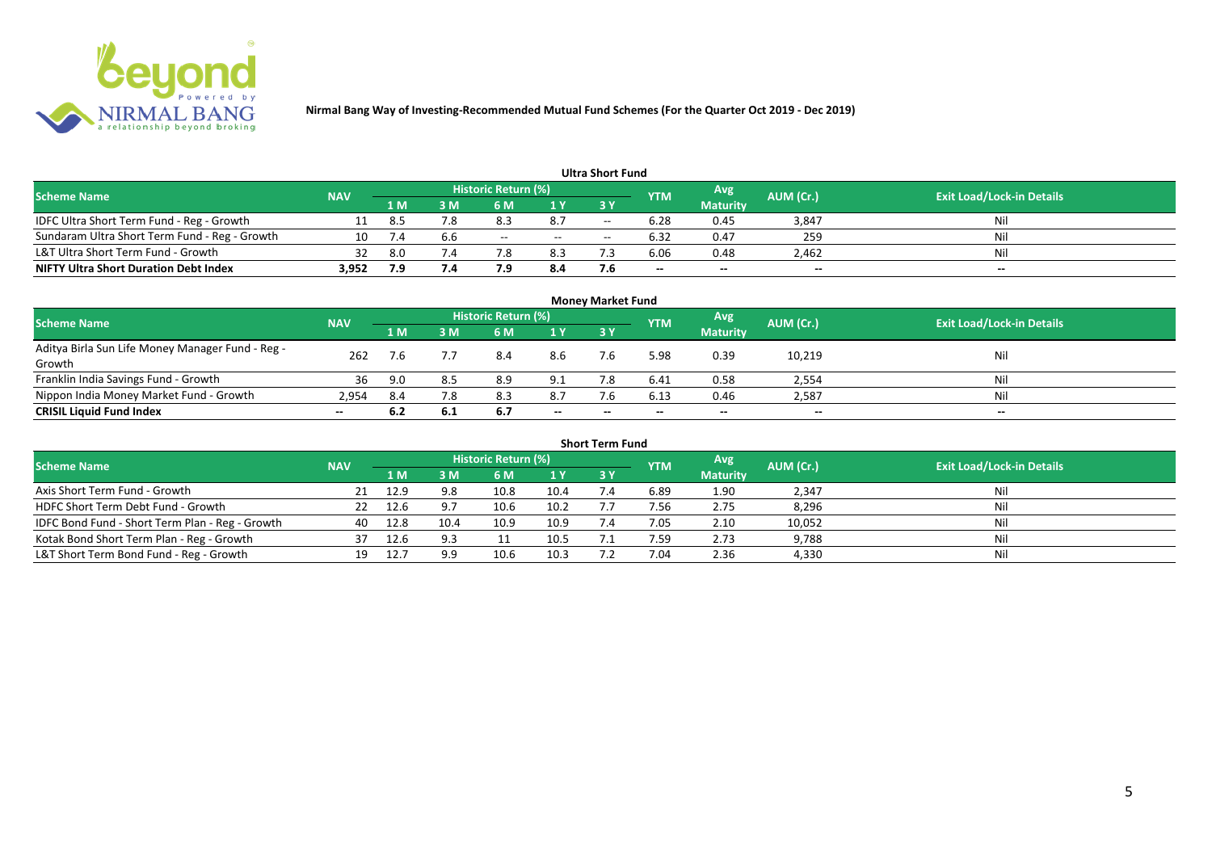# Nirmal Bang Way of Investing-Recommended Mutual Fund Schemes (For the Quarter Oct 2019 - Dec 2019)

## Ultra Short Fund

| Scheme Name | NAV | Historic Return (%) | | | | | YTM | Avg Maturity | AUM (Cr.) | Exit Load/Lock-in Details |
|---|---|---|---|---|---|---|---|---|---|---|
| | | 1 M | 3 M | 6 M | 1 Y | 3 Y | | | | |
| IDFC Ultra Short Term Fund - Reg - Growth | 11 | 8.5 | 7.8 | 8.3 | 8.7 | -- | 6.28 | 0.45 | 3,847 | Nil |
| Sundaram Ultra Short Term Fund - Reg - Growth | 10 | 7.4 | 6.6 | -- | -- | -- | 6.32 | 0.47 | 259 | Nil |
| L&T Ultra Short Term Fund - Growth | 32 | 8.0 | 7.4 | 7.8 | 8.3 | 7.3 | 6.06 | 0.48 | 2,462 | Nil |
| **NIFTY Ultra Short Duration Debt Index** | **3,952** | **7.9** | **7.4** | **7.9** | **8.4** | **7.6** | **--** | **--** | **--** | **--** |

## Money Market Fund

| Scheme Name | NAV | Historic Return (%) | | | | | YTM | Avg Maturity | AUM (Cr.) | Exit Load/Lock-in Details |
|---|---|---|---|---|---|---|---|---|---|---|
| | | 1 M | 3 M | 6 M | 1 Y | 3 Y | | | | |
| Aditya Birla Sun Life Money Manager Fund - Reg - Growth | 262 | 7.6 | 7.7 | 8.4 | 8.6 | 7.6 | 5.98 | 0.39 | 10,219 | Nil |
| Franklin India Savings Fund - Growth | 36 | 9.0 | 8.5 | 8.9 | 9.1 | 7.8 | 6.41 | 0.58 | 2,554 | Nil |
| Nippon India Money Market Fund - Growth | 2,954 | 8.4 | 7.8 | 8.3 | 8.7 | 7.6 | 6.13 | 0.46 | 2,587 | Nil |
| **CRISIL Liquid Fund Index** | **--** | **6.2** | **6.1** | **6.7** | **--** | **--** | **--** | **--** | **--** | **--** |

## Short Term Fund

| Scheme Name | NAV | Historic Return (%) | | | | | YTM | Avg Maturity | AUM (Cr.) | Exit Load/Lock-in Details |
|---|---|---|---|---|---|---|---|---|---|---|
| | | 1 M | 3 M | 6 M | 1 Y | 3 Y | | | | |
| Axis Short Term Fund - Growth | 21 | 12.9 | 9.8 | 10.8 | 10.4 | 7.4 | 6.89 | 1.90 | 2,347 | Nil |
| HDFC Short Term Debt Fund - Growth | 22 | 12.6 | 9.7 | 10.6 | 10.2 | 7.7 | 7.56 | 2.75 | 8,296 | Nil |
| IDFC Bond Fund - Short Term Plan - Reg - Growth | 40 | 12.8 | 10.4 | 10.9 | 10.9 | 7.4 | 7.05 | 2.10 | 10,052 | Nil |
| Kotak Bond Short Term Plan - Reg - Growth | 37 | 12.6 | 9.3 | 11 | 10.5 | 7.1 | 7.59 | 2.73 | 9,788 | Nil |
| L&T Short Term Bond Fund - Reg - Growth | 19 | 12.7 | 9.9 | 10.6 | 10.3 | 7.2 | 7.04 | 2.36 | 4,330 | Nil |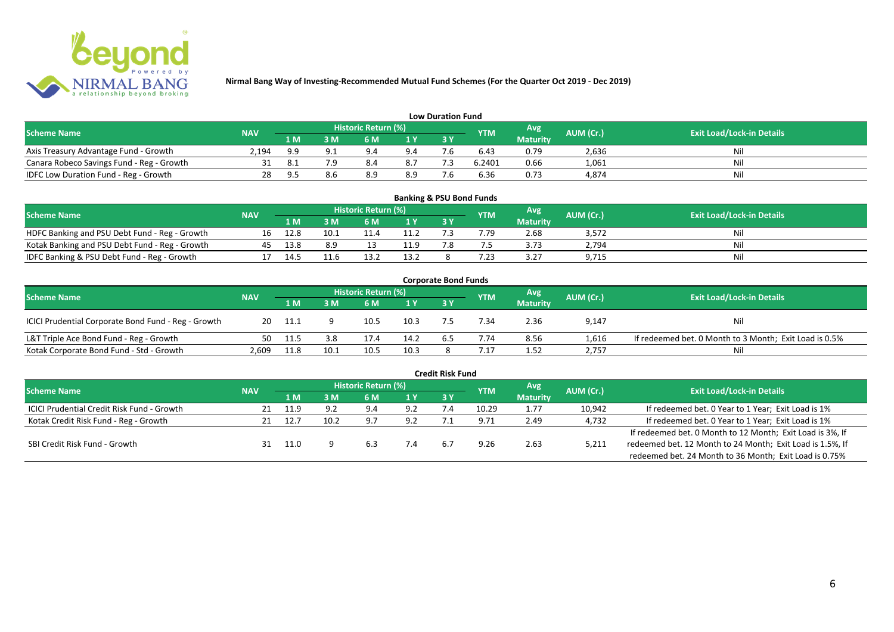Nirmal Bang Way of Investing-Recommended Mutual Fund Schemes (For the Quarter Oct 2019 - Dec 2019)

## Low Duration Fund

| Scheme Name | NAV | Historic Return (%) | | | | | YTM | Avg Maturity | AUM (Cr.) | Exit Load/Lock-in Details |
|---|---|---|---|---|---|---|---|---|---|---|
| | | 1 M | 3 M | 6 M | 1 Y | 3 Y | | | | |
| Axis Treasury Advantage Fund - Growth | 2,194 | 9.9 | 9.1 | 9.4 | 9.4 | 7.6 | 6.43 | 0.79 | 2,636 | Nil |
| Canara Robeco Savings Fund - Reg - Growth | 31 | 8.1 | 7.9 | 8.4 | 8.7 | 7.3 | 6.2401 | 0.66 | 1,061 | Nil |
| IDFC Low Duration Fund - Reg - Growth | 28 | 9.5 | 8.6 | 8.9 | 8.9 | 7.6 | 6.36 | 0.73 | 4,874 | Nil |

## Banking & PSU Bond Funds

| Scheme Name | NAV | Historic Return (%) | | | | | YTM | Avg Maturity | AUM (Cr.) | Exit Load/Lock-in Details |
|---|---|---|---|---|---|---|---|---|---|---|
| | | 1 M | 3 M | 6 M | 1 Y | 3 Y | | | | |
| HDFC Banking and PSU Debt Fund - Reg - Growth | 16 | 12.8 | 10.1 | 11.4 | 11.2 | 7.3 | 7.79 | 2.68 | 3,572 | Nil |
| Kotak Banking and PSU Debt Fund - Reg - Growth | 45 | 13.8 | 8.9 | 13 | 11.9 | 7.8 | 7.5 | 3.73 | 2,794 | Nil |
| IDFC Banking & PSU Debt Fund - Reg - Growth | 17 | 14.5 | 11.6 | 13.2 | 13.2 | 8 | 7.23 | 3.27 | 9,715 | Nil |

## Corporate Bond Funds

| Scheme Name | NAV | Historic Return (%) | | | | | YTM | Avg Maturity | AUM (Cr.) | Exit Load/Lock-in Details |
|---|---|---|---|---|---|---|---|---|---|---|
| | | 1 M | 3 M | 6 M | 1 Y | 3 Y | | | | |
| ICICI Prudential Corporate Bond Fund - Reg - Growth | 20 | 11.1 | 9 | 10.5 | 10.3 | 7.5 | 7.34 | 2.36 | 9,147 | Nil |
| L&T Triple Ace Bond Fund - Reg - Growth | 50 | 11.5 | 3.8 | 17.4 | 14.2 | 6.5 | 7.74 | 8.56 | 1,616 | If redeemed bet. 0 Month to 3 Month; Exit Load is 0.5% |
| Kotak Corporate Bond Fund - Std - Growth | 2,609 | 11.8 | 10.1 | 10.5 | 10.3 | 8 | 7.17 | 1.52 | 2,757 | Nil |

## Credit Risk Fund

| Scheme Name | NAV | Historic Return (%) | | | | | YTM | Avg Maturity | AUM (Cr.) | Exit Load/Lock-in Details |
|---|---|---|---|---|---|---|---|---|---|---|
| | | 1 M | 3 M | 6 M | 1 Y | 3 Y | | | | |
| ICICI Prudential Credit Risk Fund - Growth | 21 | 11.9 | 9.2 | 9.4 | 9.2 | 7.4 | 10.29 | 1.77 | 10,942 | If redeemed bet. 0 Year to 1 Year; Exit Load is 1% |
| Kotak Credit Risk Fund - Reg - Growth | 21 | 12.7 | 10.2 | 9.7 | 9.2 | 7.1 | 9.71 | 2.49 | 4,732 | If redeemed bet. 0 Year to 1 Year; Exit Load is 1% |
| SBI Credit Risk Fund - Growth | 31 | 11.0 | 9 | 6.3 | 7.4 | 6.7 | 9.26 | 2.63 | 5,211 | If redeemed bet. 0 Month to 12 Month; Exit Load is 3%, If redeemed bet. 12 Month to 24 Month; Exit Load is 1.5%, If redeemed bet. 24 Month to 36 Month; Exit Load is 0.75% |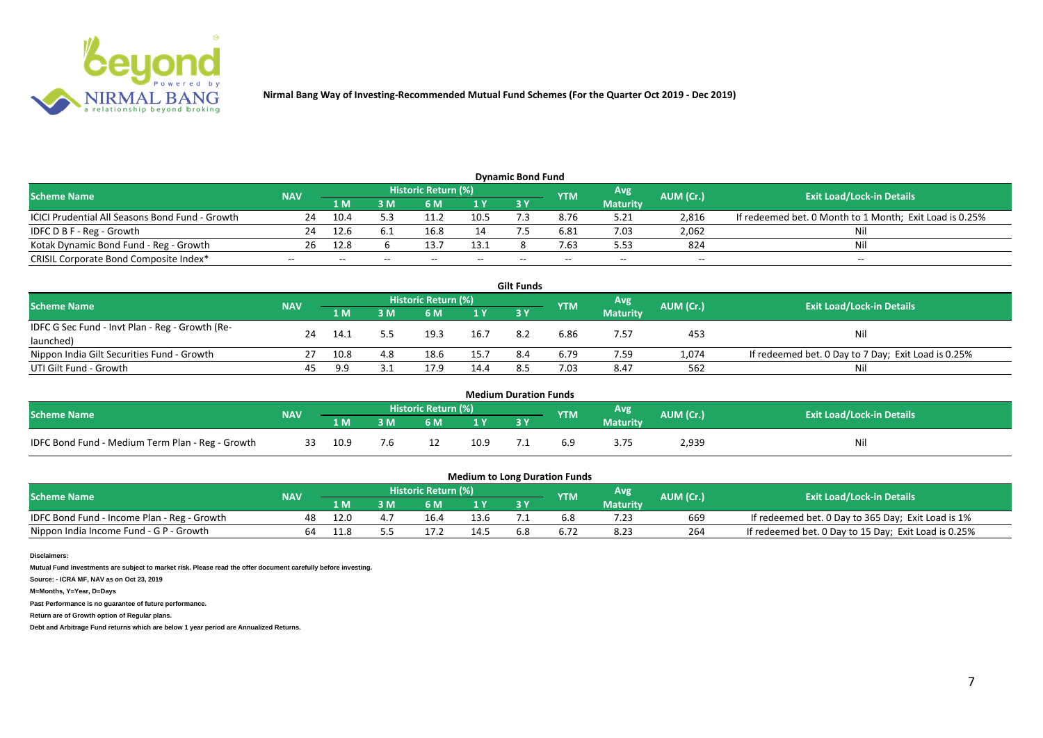Nirmal Bang Way of Investing-Recommended Mutual Fund Schemes (For the Quarter Oct 2019 - Dec 2019)

### Dynamic Bond Fund

| Scheme Name | NAV | Historic Return (%) | | | | | YTM | Avg Maturity | AUM (Cr.) | Exit Load/Lock-in Details |
|---|---|---|---|---|---|---|---|---|---|---|
| | | 1 M | 3 M | 6 M | 1 Y | 3 Y | | | | |
| ICICI Prudential All Seasons Bond Fund - Growth | 24 | 10.4 | 5.3 | 11.2 | 10.5 | 7.3 | 8.76 | 5.21 | 2,816 | If redeemed bet. 0 Month to 1 Month; Exit Load is 0.25% |
| IDFC D B F - Reg - Growth | 24 | 12.6 | 6.1 | 16.8 | 14 | 7.5 | 6.81 | 7.03 | 2,062 | Nil |
| Kotak Dynamic Bond Fund - Reg - Growth | 26 | 12.8 | 6 | 13.7 | 13.1 | 8 | 7.63 | 5.53 | 824 | Nil |
| CRISIL Corporate Bond Composite Index* | -- | -- | -- | -- | -- | -- | -- | -- | -- | -- |

### Gilt Funds

| Scheme Name | NAV | Historic Return (%) | | | | | YTM | Avg Maturity | AUM (Cr.) | Exit Load/Lock-in Details |
|---|---|---|---|---|---|---|---|---|---|---|
| | | 1 M | 3 M | 6 M | 1 Y | 3 Y | | | | |
| IDFC G Sec Fund - Invt Plan - Reg - Growth (Re-launched) | 24 | 14.1 | 5.5 | 19.3 | 16.7 | 8.2 | 6.86 | 7.57 | 453 | Nil |
| Nippon India Gilt Securities Fund - Growth | 27 | 10.8 | 4.8 | 18.6 | 15.7 | 8.4 | 6.79 | 7.59 | 1,074 | If redeemed bet. 0 Day to 7 Day; Exit Load is 0.25% |
| UTI Gilt Fund - Growth | 45 | 9.9 | 3.1 | 17.9 | 14.4 | 8.5 | 7.03 | 8.47 | 562 | Nil |

### Medium Duration Funds

| Scheme Name | NAV | Historic Return (%) | | | | | YTM | Avg Maturity | AUM (Cr.) | Exit Load/Lock-in Details |
|---|---|---|---|---|---|---|---|---|---|---|
| | | 1 M | 3 M | 6 M | 1 Y | 3 Y | | | | |
| IDFC Bond Fund - Medium Term Plan - Reg - Growth | 33 | 10.9 | 7.6 | 12 | 10.9 | 7.1 | 6.9 | 3.75 | 2,939 | Nil |

### Medium to Long Duration Funds

| Scheme Name | NAV | Historic Return (%) | | | | | YTM | Avg Maturity | AUM (Cr.) | Exit Load/Lock-in Details |
|---|---|---|---|---|---|---|---|---|---|---|
| | | 1 M | 3 M | 6 M | 1 Y | 3 Y | | | | |
| IDFC Bond Fund - Income Plan - Reg - Growth | 48 | 12.0 | 4.7 | 16.4 | 13.6 | 7.1 | 6.8 | 7.23 | 669 | If redeemed bet. 0 Day to 365 Day; Exit Load is 1% |
| Nippon India Income Fund - G P - Growth | 64 | 11.8 | 5.5 | 17.2 | 14.5 | 6.8 | 6.72 | 8.23 | 264 | If redeemed bet. 0 Day to 15 Day; Exit Load is 0.25% |

**Disclaimers:**

**Mutual Fund Investments are subject to market risk. Please read the offer document carefully before investing.**

**Source: - ICRA MF, NAV as on Oct 23, 2019**

**M=Months, Y=Year, D=Days**

**Past Performance is no guarantee of future performance.**

**Return are of Growth option of Regular plans.**

**Debt and Arbitrage Fund returns which are below 1 year period are Annualized Returns.**